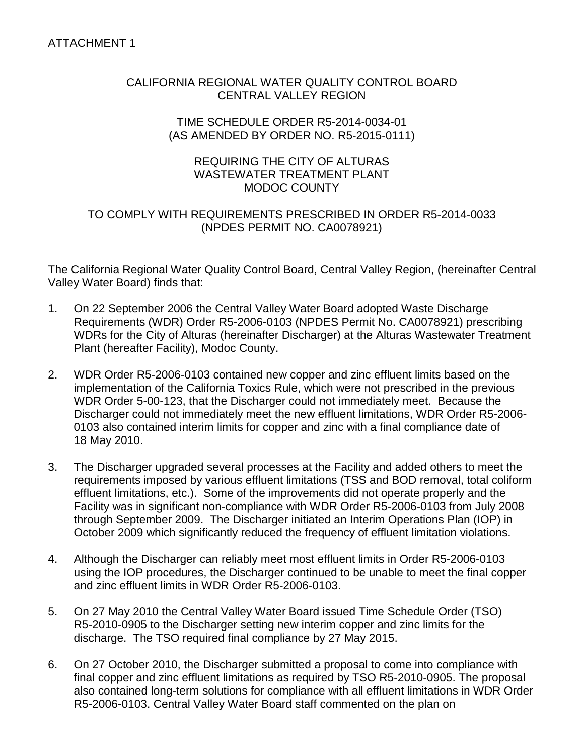ATTACHMENT 1

CALIFORNIA REGIONAL WATER QUALITY CONTROL BOARD
CENTRAL VALLEY REGION

TIME SCHEDULE ORDER R5-2014-0034-01
(AS AMENDED BY ORDER NO. R5-2015-0111)

REQUIRING THE CITY OF ALTURAS
WASTEWATER TREATMENT PLANT
MODOC COUNTY

TO COMPLY WITH REQUIREMENTS PRESCRIBED IN ORDER R5-2014-0033
(NPDES PERMIT NO. CA0078921)

The California Regional Water Quality Control Board, Central Valley Region, (hereinafter Central Valley Water Board) finds that:

1. On 22 September 2006 the Central Valley Water Board adopted Waste Discharge Requirements (WDR) Order R5-2006-0103 (NPDES Permit No. CA0078921) prescribing WDRs for the City of Alturas (hereinafter Discharger) at the Alturas Wastewater Treatment Plant (hereafter Facility), Modoc County.

2. WDR Order R5-2006-0103 contained new copper and zinc effluent limits based on the implementation of the California Toxics Rule, which were not prescribed in the previous WDR Order 5-00-123, that the Discharger could not immediately meet. Because the Discharger could not immediately meet the new effluent limitations, WDR Order R5-2006-0103 also contained interim limits for copper and zinc with a final compliance date of 18 May 2010.

3. The Discharger upgraded several processes at the Facility and added others to meet the requirements imposed by various effluent limitations (TSS and BOD removal, total coliform effluent limitations, etc.). Some of the improvements did not operate properly and the Facility was in significant non-compliance with WDR Order R5-2006-0103 from July 2008 through September 2009. The Discharger initiated an Interim Operations Plan (IOP) in October 2009 which significantly reduced the frequency of effluent limitation violations.

4. Although the Discharger can reliably meet most effluent limits in Order R5-2006-0103 using the IOP procedures, the Discharger continued to be unable to meet the final copper and zinc effluent limits in WDR Order R5-2006-0103.

5. On 27 May 2010 the Central Valley Water Board issued Time Schedule Order (TSO) R5-2010-0905 to the Discharger setting new interim copper and zinc limits for the discharge. The TSO required final compliance by 27 May 2015.

6. On 27 October 2010, the Discharger submitted a proposal to come into compliance with final copper and zinc effluent limitations as required by TSO R5-2010-0905. The proposal also contained long-term solutions for compliance with all effluent limitations in WDR Order R5-2006-0103. Central Valley Water Board staff commented on the plan on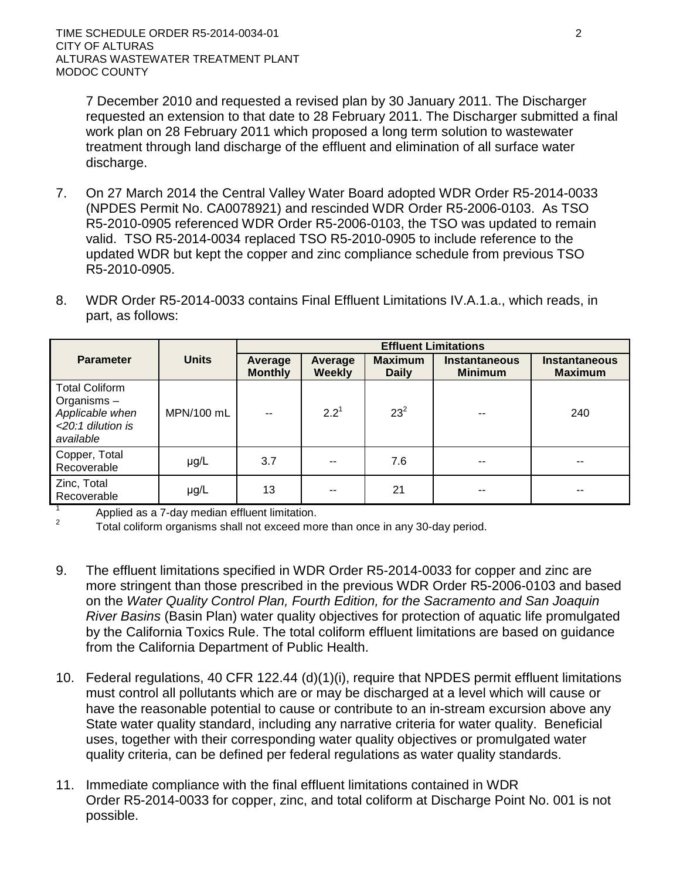7 December 2010 and requested a revised plan by 30 January 2011. The Discharger requested an extension to that date to 28 February 2011. The Discharger submitted a final work plan on 28 February 2011 which proposed a long term solution to wastewater treatment through land discharge of the effluent and elimination of all surface water discharge.

7. On 27 March 2014 the Central Valley Water Board adopted WDR Order R5-2014-0033 (NPDES Permit No. CA0078921) and rescinded WDR Order R5-2006-0103. As TSO R5-2010-0905 referenced WDR Order R5-2006-0103, the TSO was updated to remain valid. TSO R5-2014-0034 replaced TSO R5-2010-0905 to include reference to the updated WDR but kept the copper and zinc compliance schedule from previous TSO R5-2010-0905.

8. WDR Order R5-2014-0033 contains Final Effluent Limitations IV.A.1.a., which reads, in part, as follows:

| Parameter | Units | Effluent Limitations | | | | |
|---|---|---|---|---|---|---|
| | | **Average Monthly** | **Average Weekly** | **Maximum Daily** | **Instantaneous Minimum** | **Instantaneous Maximum** |
| Total Coliform Organisms – *Applicable when <20:1 dilution is available* | MPN/100 mL | -- | 2.2[1] | 23[2] | -- | 240 |
| Copper, Total Recoverable | µg/L | 3.7 | -- | 7.6 | -- | -- |
| Zinc, Total Recoverable | µg/L | 13 | -- | 21 | -- | -- |

[1] Applied as a 7-day median effluent limitation.

[2] Total coliform organisms shall not exceed more than once in any 30-day period.

9. The effluent limitations specified in WDR Order R5-2014-0033 for copper and zinc are more stringent than those prescribed in the previous WDR Order R5-2006-0103 and based on the *Water Quality Control Plan, Fourth Edition, for the Sacramento and San Joaquin River Basins* (Basin Plan) water quality objectives for protection of aquatic life promulgated by the California Toxics Rule. The total coliform effluent limitations are based on guidance from the California Department of Public Health.

10. Federal regulations, 40 CFR 122.44 (d)(1)(i), require that NPDES permit effluent limitations must control all pollutants which are or may be discharged at a level which will cause or have the reasonable potential to cause or contribute to an in-stream excursion above any State water quality standard, including any narrative criteria for water quality. Beneficial uses, together with their corresponding water quality objectives or promulgated water quality criteria, can be defined per federal regulations as water quality standards.

11. Immediate compliance with the final effluent limitations contained in WDR Order R5-2014-0033 for copper, zinc, and total coliform at Discharge Point No. 001 is not possible.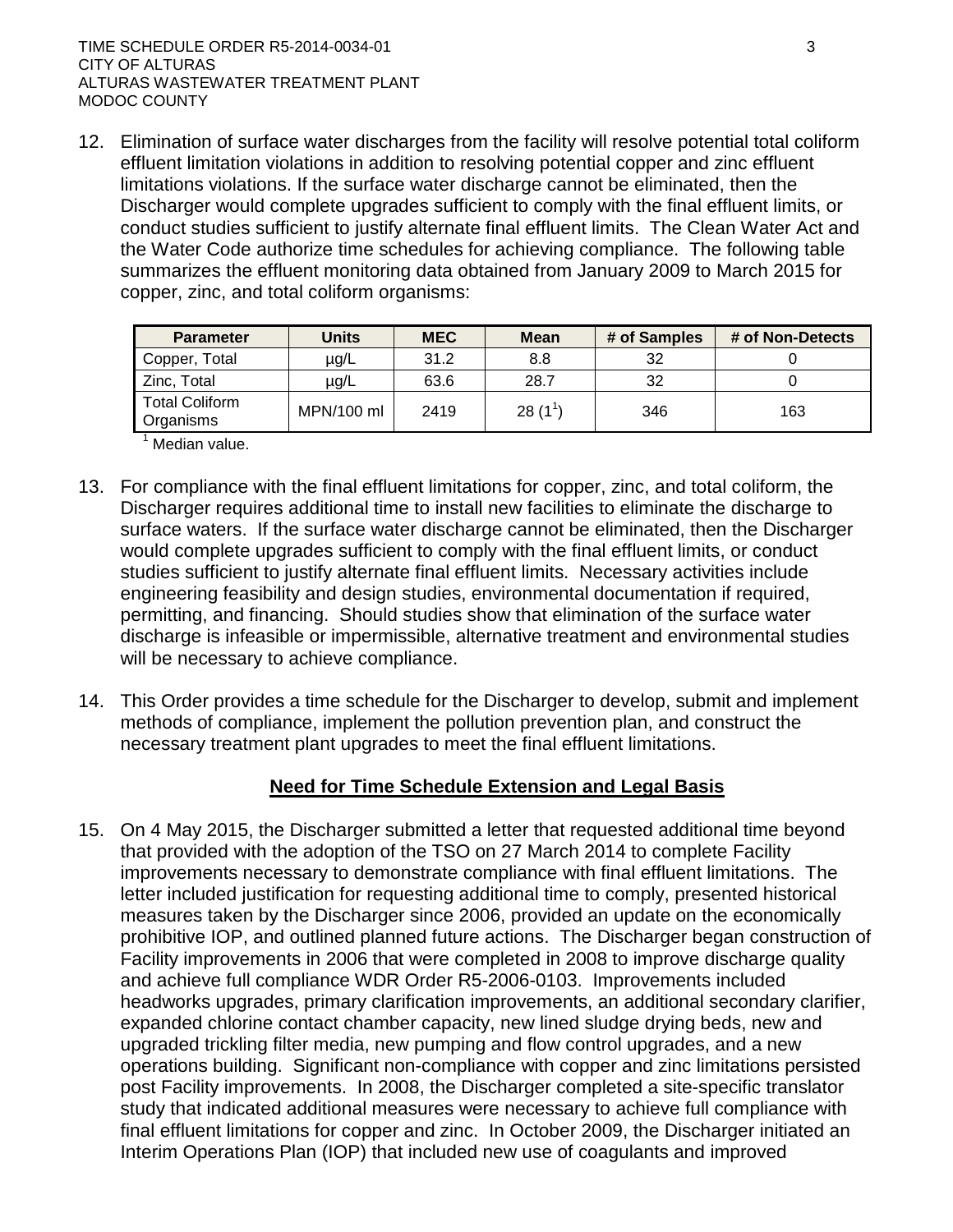12. Elimination of surface water discharges from the facility will resolve potential total coliform effluent limitation violations in addition to resolving potential copper and zinc effluent limitations violations. If the surface water discharge cannot be eliminated, then the Discharger would complete upgrades sufficient to comply with the final effluent limits, or conduct studies sufficient to justify alternate final effluent limits. The Clean Water Act and the Water Code authorize time schedules for achieving compliance. The following table summarizes the effluent monitoring data obtained from January 2009 to March 2015 for copper, zinc, and total coliform organisms:

| Parameter | Units | MEC | Mean | # of Samples | # of Non-Detects |
|---|---|---|---|---|---|
| Copper, Total | µg/L | 31.2 | 8.8 | 32 | 0 |
| Zinc, Total | µg/L | 63.6 | 28.7 | 32 | 0 |
| Total Coliform Organisms | MPN/100 ml | 2419 | 28 (1[1]) | 346 | 163 |

[1] Median value.

13. For compliance with the final effluent limitations for copper, zinc, and total coliform, the Discharger requires additional time to install new facilities to eliminate the discharge to surface waters. If the surface water discharge cannot be eliminated, then the Discharger would complete upgrades sufficient to comply with the final effluent limits, or conduct studies sufficient to justify alternate final effluent limits. Necessary activities include engineering feasibility and design studies, environmental documentation if required, permitting, and financing. Should studies show that elimination of the surface water discharge is infeasible or impermissible, alternative treatment and environmental studies will be necessary to achieve compliance.

14. This Order provides a time schedule for the Discharger to develop, submit and implement methods of compliance, implement the pollution prevention plan, and construct the necessary treatment plant upgrades to meet the final effluent limitations.

## Need for Time Schedule Extension and Legal Basis

15. On 4 May 2015, the Discharger submitted a letter that requested additional time beyond that provided with the adoption of the TSO on 27 March 2014 to complete Facility improvements necessary to demonstrate compliance with final effluent limitations. The letter included justification for requesting additional time to comply, presented historical measures taken by the Discharger since 2006, provided an update on the economically prohibitive IOP, and outlined planned future actions. The Discharger began construction of Facility improvements in 2006 that were completed in 2008 to improve discharge quality and achieve full compliance WDR Order R5-2006-0103. Improvements included headworks upgrades, primary clarification improvements, an additional secondary clarifier, expanded chlorine contact chamber capacity, new lined sludge drying beds, new and upgraded trickling filter media, new pumping and flow control upgrades, and a new operations building. Significant non-compliance with copper and zinc limitations persisted post Facility improvements. In 2008, the Discharger completed a site-specific translator study that indicated additional measures were necessary to achieve full compliance with final effluent limitations for copper and zinc. In October 2009, the Discharger initiated an Interim Operations Plan (IOP) that included new use of coagulants and improved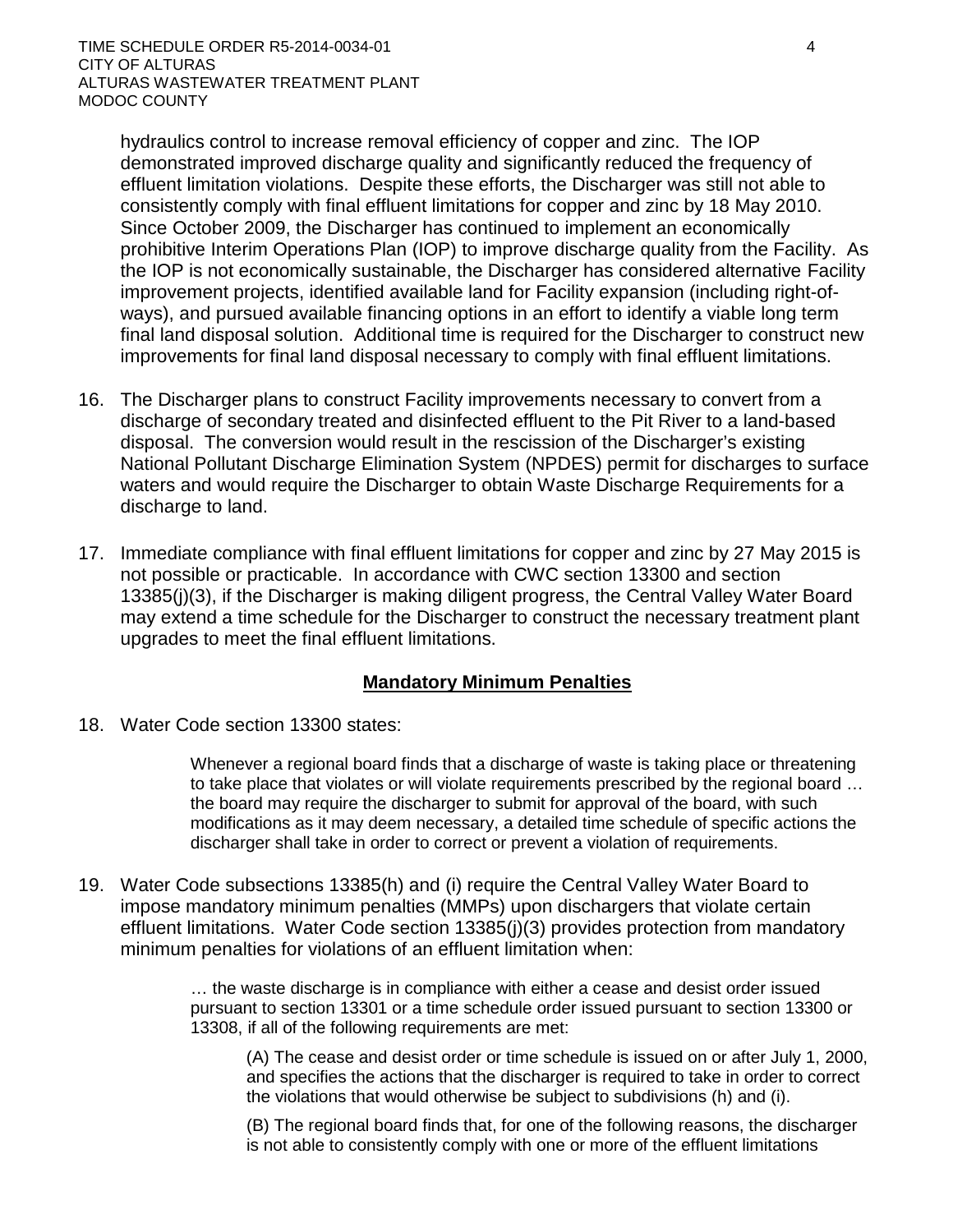hydraulics control to increase removal efficiency of copper and zinc. The IOP demonstrated improved discharge quality and significantly reduced the frequency of effluent limitation violations. Despite these efforts, the Discharger was still not able to consistently comply with final effluent limitations for copper and zinc by 18 May 2010. Since October 2009, the Discharger has continued to implement an economically prohibitive Interim Operations Plan (IOP) to improve discharge quality from the Facility. As the IOP is not economically sustainable, the Discharger has considered alternative Facility improvement projects, identified available land for Facility expansion (including right-of-ways), and pursued available financing options in an effort to identify a viable long term final land disposal solution. Additional time is required for the Discharger to construct new improvements for final land disposal necessary to comply with final effluent limitations.

16. The Discharger plans to construct Facility improvements necessary to convert from a discharge of secondary treated and disinfected effluent to the Pit River to a land-based disposal. The conversion would result in the rescission of the Discharger's existing National Pollutant Discharge Elimination System (NPDES) permit for discharges to surface waters and would require the Discharger to obtain Waste Discharge Requirements for a discharge to land.

17. Immediate compliance with final effluent limitations for copper and zinc by 27 May 2015 is not possible or practicable. In accordance with CWC section 13300 and section 13385(j)(3), if the Discharger is making diligent progress, the Central Valley Water Board may extend a time schedule for the Discharger to construct the necessary treatment plant upgrades to meet the final effluent limitations.

## Mandatory Minimum Penalties

18. Water Code section 13300 states:

    > Whenever a regional board finds that a discharge of waste is taking place or threatening to take place that violates or will violate requirements prescribed by the regional board … the board may require the discharger to submit for approval of the board, with such modifications as it may deem necessary, a detailed time schedule of specific actions the discharger shall take in order to correct or prevent a violation of requirements.

19. Water Code subsections 13385(h) and (i) require the Central Valley Water Board to impose mandatory minimum penalties (MMPs) upon dischargers that violate certain effluent limitations. Water Code section 13385(j)(3) provides protection from mandatory minimum penalties for violations of an effluent limitation when:

    > … the waste discharge is in compliance with either a cease and desist order issued pursuant to section 13301 or a time schedule order issued pursuant to section 13300 or 13308, if all of the following requirements are met:
    >
    > (A) The cease and desist order or time schedule is issued on or after July 1, 2000, and specifies the actions that the discharger is required to take in order to correct the violations that would otherwise be subject to subdivisions (h) and (i).
    >
    > (B) The regional board finds that, for one of the following reasons, the discharger is not able to consistently comply with one or more of the effluent limitations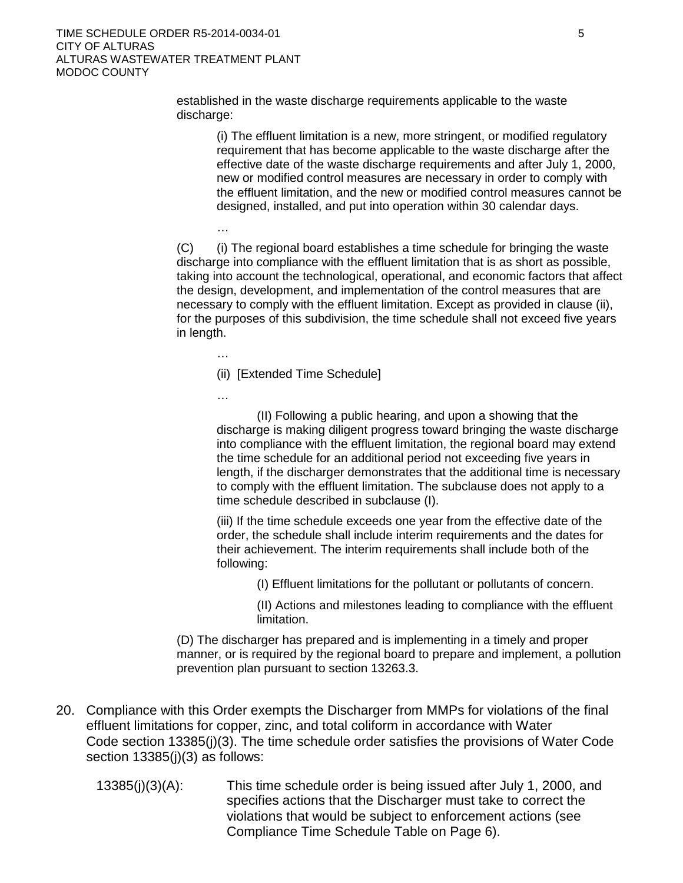established in the waste discharge requirements applicable to the waste discharge:

> (i) The effluent limitation is a new, more stringent, or modified regulatory requirement that has become applicable to the waste discharge after the effective date of the waste discharge requirements and after July 1, 2000, new or modified control measures are necessary in order to comply with the effluent limitation, and the new or modified control measures cannot be designed, installed, and put into operation within 30 calendar days.
>
> …

(C) (i) The regional board establishes a time schedule for bringing the waste discharge into compliance with the effluent limitation that is as short as possible, taking into account the technological, operational, and economic factors that affect the design, development, and implementation of the control measures that are necessary to comply with the effluent limitation. Except as provided in clause (ii), for the purposes of this subdivision, the time schedule shall not exceed five years in length.

> …
>
> (ii) [Extended Time Schedule]
>
> …
>
> (II) Following a public hearing, and upon a showing that the discharge is making diligent progress toward bringing the waste discharge into compliance with the effluent limitation, the regional board may extend the time schedule for an additional period not exceeding five years in length, if the discharger demonstrates that the additional time is necessary to comply with the effluent limitation. The subclause does not apply to a time schedule described in subclause (I).
>
> (iii) If the time schedule exceeds one year from the effective date of the order, the schedule shall include interim requirements and the dates for their achievement. The interim requirements shall include both of the following:
>
> > (I) Effluent limitations for the pollutant or pollutants of concern.
> >
> > (II) Actions and milestones leading to compliance with the effluent limitation.

(D) The discharger has prepared and is implementing in a timely and proper manner, or is required by the regional board to prepare and implement, a pollution prevention plan pursuant to section 13263.3.

20. Compliance with this Order exempts the Discharger from MMPs for violations of the final effluent limitations for copper, zinc, and total coliform in accordance with Water Code section 13385(j)(3). The time schedule order satisfies the provisions of Water Code section 13385(j)(3) as follows:

    13385(j)(3)(A): This time schedule order is being issued after July 1, 2000, and specifies actions that the Discharger must take to correct the violations that would be subject to enforcement actions (see Compliance Time Schedule Table on Page 6).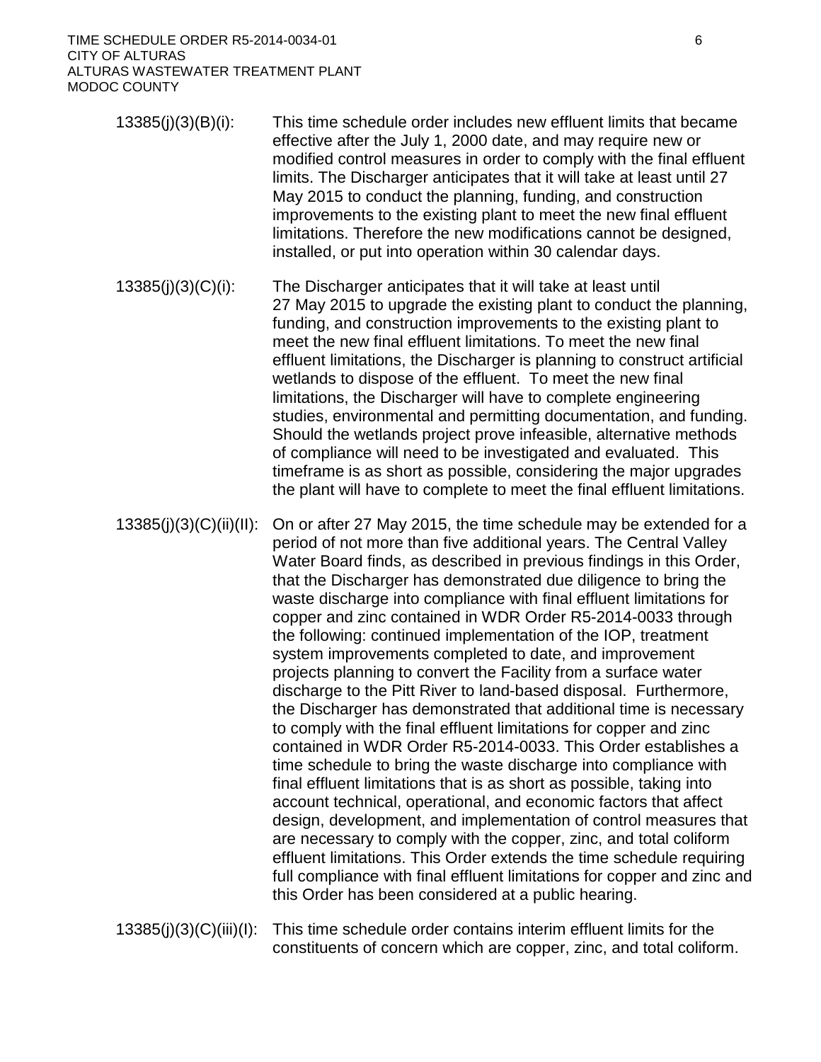13385(j)(3)(B)(i): This time schedule order includes new effluent limits that became effective after the July 1, 2000 date, and may require new or modified control measures in order to comply with the final effluent limits. The Discharger anticipates that it will take at least until 27 May 2015 to conduct the planning, funding, and construction improvements to the existing plant to meet the new final effluent limitations. Therefore the new modifications cannot be designed, installed, or put into operation within 30 calendar days.

13385(j)(3)(C)(i): The Discharger anticipates that it will take at least until 27 May 2015 to upgrade the existing plant to conduct the planning, funding, and construction improvements to the existing plant to meet the new final effluent limitations. To meet the new final effluent limitations, the Discharger is planning to construct artificial wetlands to dispose of the effluent. To meet the new final limitations, the Discharger will have to complete engineering studies, environmental and permitting documentation, and funding. Should the wetlands project prove infeasible, alternative methods of compliance will need to be investigated and evaluated. This timeframe is as short as possible, considering the major upgrades the plant will have to complete to meet the final effluent limitations.

13385(j)(3)(C)(ii)(II): On or after 27 May 2015, the time schedule may be extended for a period of not more than five additional years. The Central Valley Water Board finds, as described in previous findings in this Order, that the Discharger has demonstrated due diligence to bring the waste discharge into compliance with final effluent limitations for copper and zinc contained in WDR Order R5-2014-0033 through the following: continued implementation of the IOP, treatment system improvements completed to date, and improvement projects planning to convert the Facility from a surface water discharge to the Pitt River to land-based disposal. Furthermore, the Discharger has demonstrated that additional time is necessary to comply with the final effluent limitations for copper and zinc contained in WDR Order R5-2014-0033. This Order establishes a time schedule to bring the waste discharge into compliance with final effluent limitations that is as short as possible, taking into account technical, operational, and economic factors that affect design, development, and implementation of control measures that are necessary to comply with the copper, zinc, and total coliform effluent limitations. This Order extends the time schedule requiring full compliance with final effluent limitations for copper and zinc and this Order has been considered at a public hearing.

13385(j)(3)(C)(iii)(I): This time schedule order contains interim effluent limits for the constituents of concern which are copper, zinc, and total coliform.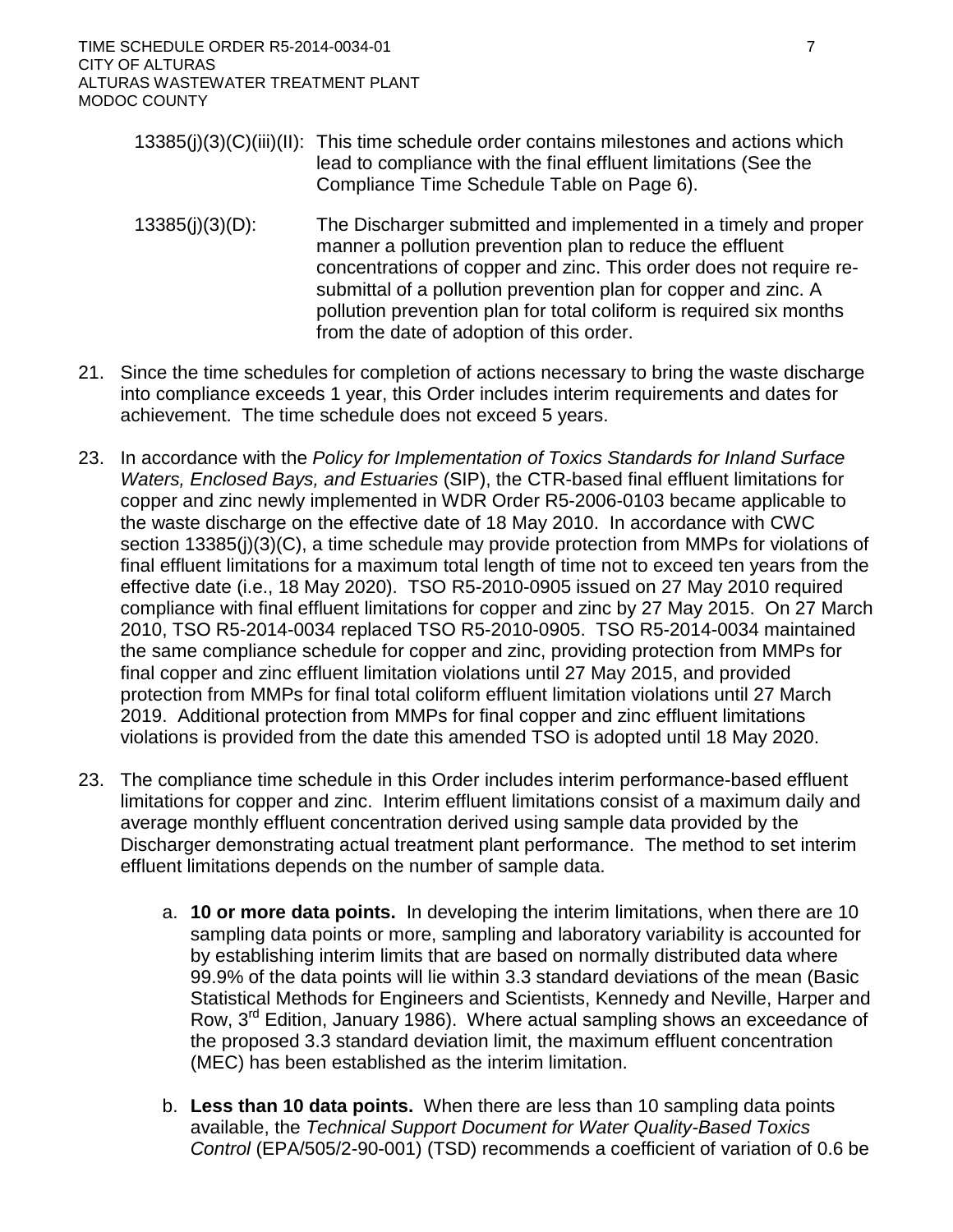13385(j)(3)(C)(iii)(II): This time schedule order contains milestones and actions which lead to compliance with the final effluent limitations (See the Compliance Time Schedule Table on Page 6).

13385(j)(3)(D): The Discharger submitted and implemented in a timely and proper manner a pollution prevention plan to reduce the effluent concentrations of copper and zinc. This order does not require re-submittal of a pollution prevention plan for copper and zinc. A pollution prevention plan for total coliform is required six months from the date of adoption of this order.

21. Since the time schedules for completion of actions necessary to bring the waste discharge into compliance exceeds 1 year, this Order includes interim requirements and dates for achievement. The time schedule does not exceed 5 years.

23. In accordance with the *Policy for Implementation of Toxics Standards for Inland Surface Waters, Enclosed Bays, and Estuaries* (SIP), the CTR-based final effluent limitations for copper and zinc newly implemented in WDR Order R5-2006-0103 became applicable to the waste discharge on the effective date of 18 May 2010. In accordance with CWC section 13385(j)(3)(C), a time schedule may provide protection from MMPs for violations of final effluent limitations for a maximum total length of time not to exceed ten years from the effective date (i.e., 18 May 2020). TSO R5-2010-0905 issued on 27 May 2010 required compliance with final effluent limitations for copper and zinc by 27 May 2015. On 27 March 2010, TSO R5-2014-0034 replaced TSO R5-2010-0905. TSO R5-2014-0034 maintained the same compliance schedule for copper and zinc, providing protection from MMPs for final copper and zinc effluent limitation violations until 27 May 2015, and provided protection from MMPs for final total coliform effluent limitation violations until 27 March 2019. Additional protection from MMPs for final copper and zinc effluent limitations violations is provided from the date this amended TSO is adopted until 18 May 2020.

23. The compliance time schedule in this Order includes interim performance-based effluent limitations for copper and zinc. Interim effluent limitations consist of a maximum daily and average monthly effluent concentration derived using sample data provided by the Discharger demonstrating actual treatment plant performance. The method to set interim effluent limitations depends on the number of sample data.

   a. **10 or more data points.** In developing the interim limitations, when there are 10 sampling data points or more, sampling and laboratory variability is accounted for by establishing interim limits that are based on normally distributed data where 99.9% of the data points will lie within 3.3 standard deviations of the mean (Basic Statistical Methods for Engineers and Scientists, Kennedy and Neville, Harper and Row, 3rd Edition, January 1986). Where actual sampling shows an exceedance of the proposed 3.3 standard deviation limit, the maximum effluent concentration (MEC) has been established as the interim limitation.

   b. **Less than 10 data points.** When there are less than 10 sampling data points available, the *Technical Support Document for Water Quality-Based Toxics Control* (EPA/505/2-90-001) (TSD) recommends a coefficient of variation of 0.6 be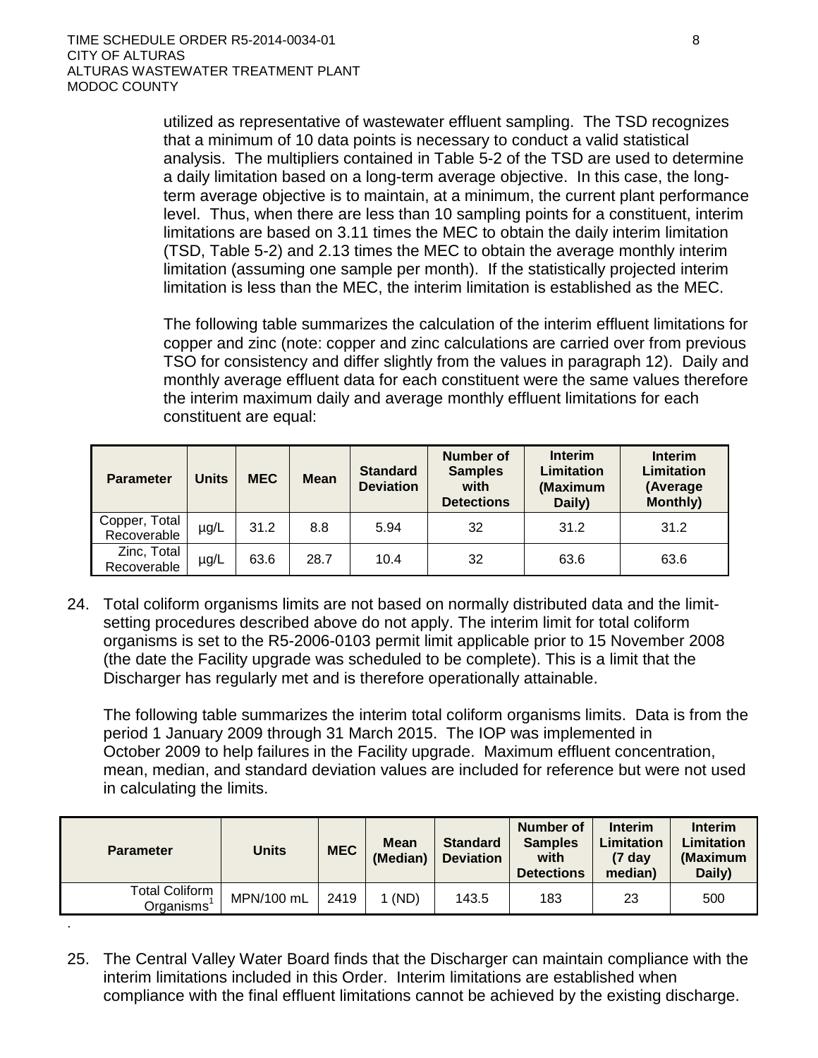utilized as representative of wastewater effluent sampling. The TSD recognizes that a minimum of 10 data points is necessary to conduct a valid statistical analysis. The multipliers contained in Table 5-2 of the TSD are used to determine a daily limitation based on a long-term average objective. In this case, the long-term average objective is to maintain, at a minimum, the current plant performance level. Thus, when there are less than 10 sampling points for a constituent, interim limitations are based on 3.11 times the MEC to obtain the daily interim limitation (TSD, Table 5-2) and 2.13 times the MEC to obtain the average monthly interim limitation (assuming one sample per month). If the statistically projected interim limitation is less than the MEC, the interim limitation is established as the MEC.

The following table summarizes the calculation of the interim effluent limitations for copper and zinc (note: copper and zinc calculations are carried over from previous TSO for consistency and differ slightly from the values in paragraph 12). Daily and monthly average effluent data for each constituent were the same values therefore the interim maximum daily and average monthly effluent limitations for each constituent are equal:

| Parameter | Units | MEC | Mean | Standard Deviation | Number of Samples with Detections | Interim Limitation (Maximum Daily) | Interim Limitation (Average Monthly) |
|---|---|---|---|---|---|---|---|
| Copper, Total Recoverable | µg/L | 31.2 | 8.8 | 5.94 | 32 | 31.2 | 31.2 |
| Zinc, Total Recoverable | µg/L | 63.6 | 28.7 | 10.4 | 32 | 63.6 | 63.6 |

24. Total coliform organisms limits are not based on normally distributed data and the limit-setting procedures described above do not apply. The interim limit for total coliform organisms is set to the R5-2006-0103 permit limit applicable prior to 15 November 2008 (the date the Facility upgrade was scheduled to be complete). This is a limit that the Discharger has regularly met and is therefore operationally attainable.

    The following table summarizes the interim total coliform organisms limits. Data is from the period 1 January 2009 through 31 March 2015. The IOP was implemented in October 2009 to help failures in the Facility upgrade. Maximum effluent concentration, mean, median, and standard deviation values are included for reference but were not used in calculating the limits.

| Parameter | Units | MEC | Mean (Median) | Standard Deviation | Number of Samples with Detections | Interim Limitation (7 day median) | Interim Limitation (Maximum Daily) |
|---|---|---|---|---|---|---|---|
| Total Coliform Organisms[1] | MPN/100 mL | 2419 | 1 (ND) | 143.5 | 183 | 23 | 500 |

25. The Central Valley Water Board finds that the Discharger can maintain compliance with the interim limitations included in this Order. Interim limitations are established when compliance with the final effluent limitations cannot be achieved by the existing discharge.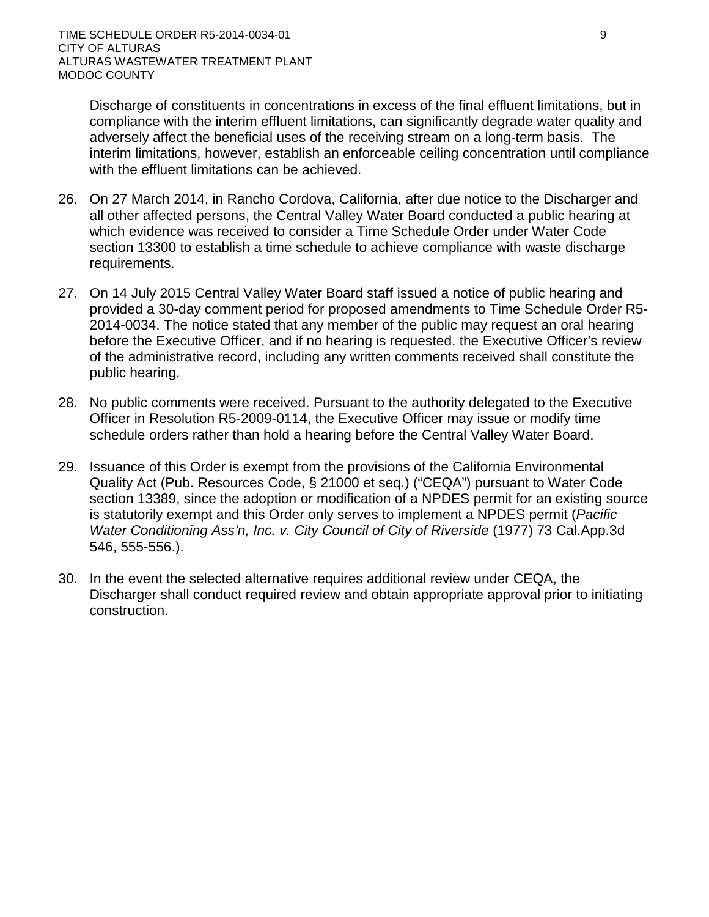Discharge of constituents in concentrations in excess of the final effluent limitations, but in compliance with the interim effluent limitations, can significantly degrade water quality and adversely affect the beneficial uses of the receiving stream on a long-term basis. The interim limitations, however, establish an enforceable ceiling concentration until compliance with the effluent limitations can be achieved.

26. On 27 March 2014, in Rancho Cordova, California, after due notice to the Discharger and all other affected persons, the Central Valley Water Board conducted a public hearing at which evidence was received to consider a Time Schedule Order under Water Code section 13300 to establish a time schedule to achieve compliance with waste discharge requirements.

27. On 14 July 2015 Central Valley Water Board staff issued a notice of public hearing and provided a 30-day comment period for proposed amendments to Time Schedule Order R5-2014-0034. The notice stated that any member of the public may request an oral hearing before the Executive Officer, and if no hearing is requested, the Executive Officer's review of the administrative record, including any written comments received shall constitute the public hearing.

28. No public comments were received. Pursuant to the authority delegated to the Executive Officer in Resolution R5-2009-0114, the Executive Officer may issue or modify time schedule orders rather than hold a hearing before the Central Valley Water Board.

29. Issuance of this Order is exempt from the provisions of the California Environmental Quality Act (Pub. Resources Code, § 21000 et seq.) ("CEQA") pursuant to Water Code section 13389, since the adoption or modification of a NPDES permit for an existing source is statutorily exempt and this Order only serves to implement a NPDES permit (*Pacific Water Conditioning Ass'n, Inc. v. City Council of City of Riverside* (1977) 73 Cal.App.3d 546, 555-556.).

30. In the event the selected alternative requires additional review under CEQA, the Discharger shall conduct required review and obtain appropriate approval prior to initiating construction.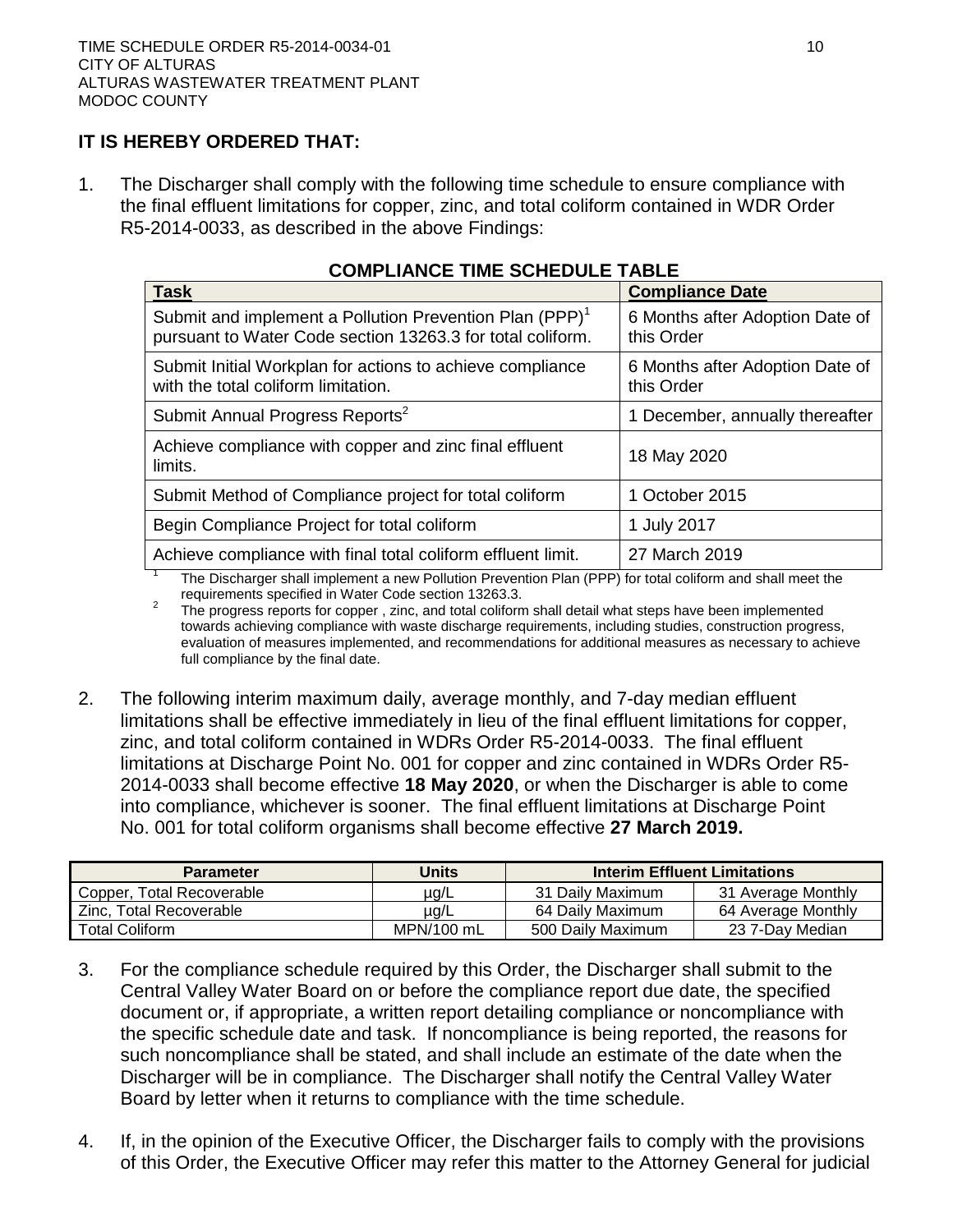**IT IS HEREBY ORDERED THAT:**

1. The Discharger shall comply with the following time schedule to ensure compliance with the final effluent limitations for copper, zinc, and total coliform contained in WDR Order R5-2014-0033, as described in the above Findings:

**COMPLIANCE TIME SCHEDULE TABLE**

| Task | Compliance Date |
|---|---|
| Submit and implement a Pollution Prevention Plan (PPP)[1] pursuant to Water Code section 13263.3 for total coliform. | 6 Months after Adoption Date of this Order |
| Submit Initial Workplan for actions to achieve compliance with the total coliform limitation. | 6 Months after Adoption Date of this Order |
| Submit Annual Progress Reports[2] | 1 December, annually thereafter |
| Achieve compliance with copper and zinc final effluent limits. | 18 May 2020 |
| Submit Method of Compliance project for total coliform | 1 October 2015 |
| Begin Compliance Project for total coliform | 1 July 2017 |
| Achieve compliance with final total coliform effluent limit. | 27 March 2019 |

[1] The Discharger shall implement a new Pollution Prevention Plan (PPP) for total coliform and shall meet the requirements specified in Water Code section 13263.3.

[2] The progress reports for copper , zinc, and total coliform shall detail what steps have been implemented towards achieving compliance with waste discharge requirements, including studies, construction progress, evaluation of measures implemented, and recommendations for additional measures as necessary to achieve full compliance by the final date.

2. The following interim maximum daily, average monthly, and 7-day median effluent limitations shall be effective immediately in lieu of the final effluent limitations for copper, zinc, and total coliform contained in WDRs Order R5-2014-0033. The final effluent limitations at Discharge Point No. 001 for copper and zinc contained in WDRs Order R5-2014-0033 shall become effective **18 May 2020**, or when the Discharger is able to come into compliance, whichever is sooner. The final effluent limitations at Discharge Point No. 001 for total coliform organisms shall become effective **27 March 2019.**

| Parameter | Units | Interim Effluent Limitations | |
|---|---|---|---|
| Copper, Total Recoverable | µg/L | 31 Daily Maximum | 31 Average Monthly |
| Zinc, Total Recoverable | µg/L | 64 Daily Maximum | 64 Average Monthly |
| Total Coliform | MPN/100 mL | 500 Daily Maximum | 23 7-Day Median |

3. For the compliance schedule required by this Order, the Discharger shall submit to the Central Valley Water Board on or before the compliance report due date, the specified document or, if appropriate, a written report detailing compliance or noncompliance with the specific schedule date and task. If noncompliance is being reported, the reasons for such noncompliance shall be stated, and shall include an estimate of the date when the Discharger will be in compliance. The Discharger shall notify the Central Valley Water Board by letter when it returns to compliance with the time schedule.

4. If, in the opinion of the Executive Officer, the Discharger fails to comply with the provisions of this Order, the Executive Officer may refer this matter to the Attorney General for judicial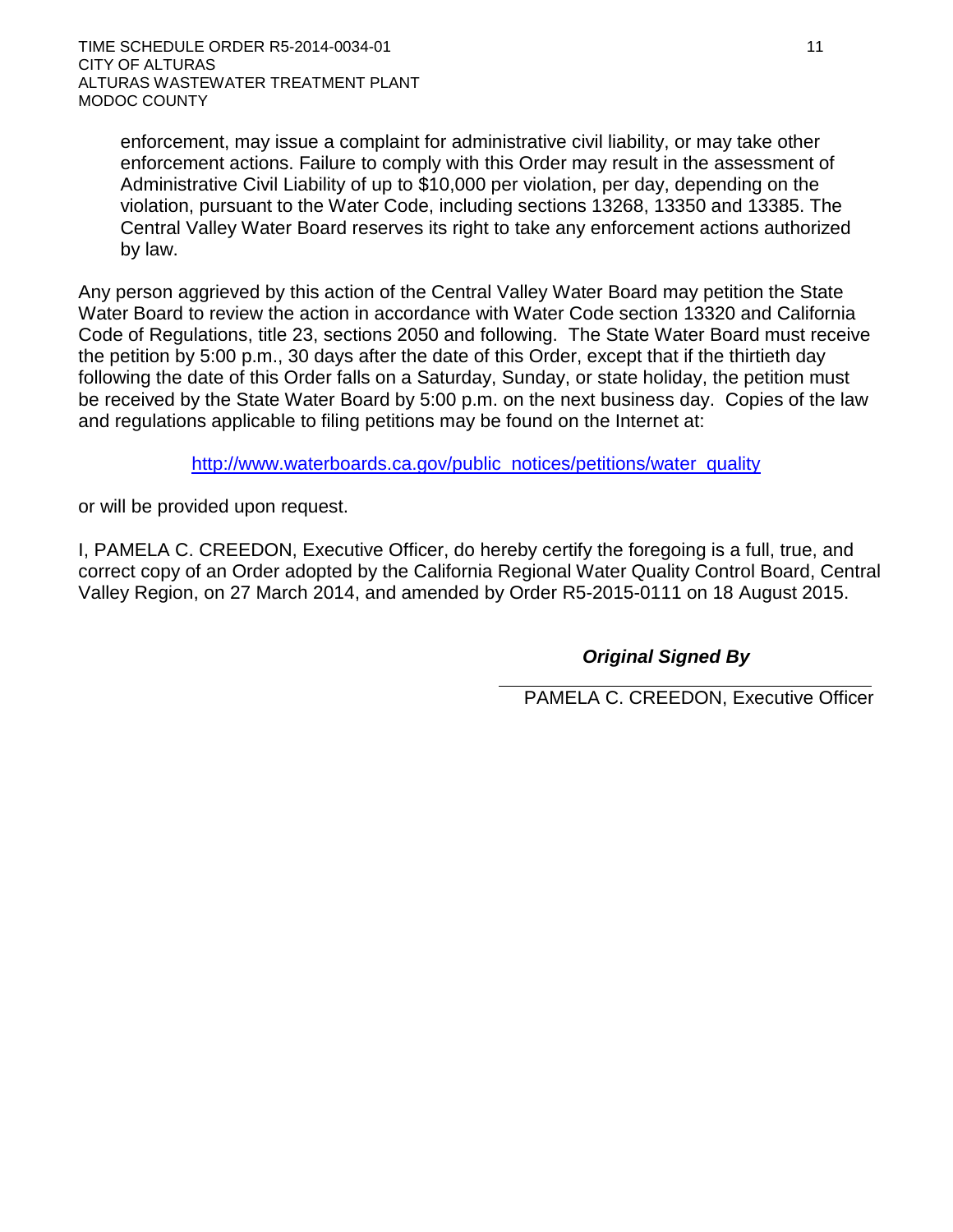enforcement, may issue a complaint for administrative civil liability, or may take other enforcement actions. Failure to comply with this Order may result in the assessment of Administrative Civil Liability of up to $10,000 per violation, per day, depending on the violation, pursuant to the Water Code, including sections 13268, 13350 and 13385. The Central Valley Water Board reserves its right to take any enforcement actions authorized by law.

Any person aggrieved by this action of the Central Valley Water Board may petition the State Water Board to review the action in accordance with Water Code section 13320 and California Code of Regulations, title 23, sections 2050 and following. The State Water Board must receive the petition by 5:00 p.m., 30 days after the date of this Order, except that if the thirtieth day following the date of this Order falls on a Saturday, Sunday, or state holiday, the petition must be received by the State Water Board by 5:00 p.m. on the next business day. Copies of the law and regulations applicable to filing petitions may be found on the Internet at:

http://www.waterboards.ca.gov/public_notices/petitions/water_quality

or will be provided upon request.

I, PAMELA C. CREEDON, Executive Officer, do hereby certify the foregoing is a full, true, and correct copy of an Order adopted by the California Regional Water Quality Control Board, Central Valley Region, on 27 March 2014, and amended by Order R5-2015-0111 on 18 August 2015.

***Original Signed By***

PAMELA C. CREEDON, Executive Officer